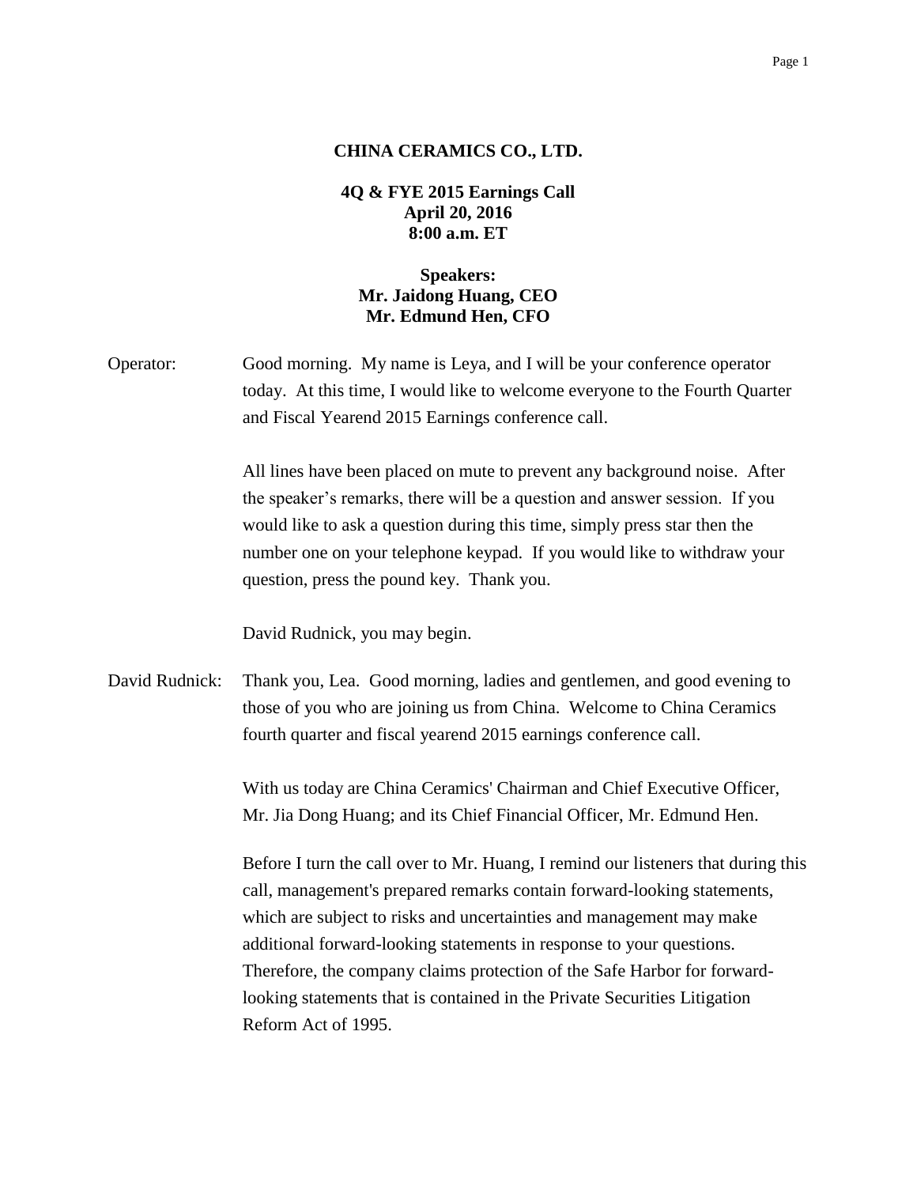**CHINA CERAMICS CO., LTD.**

**4Q & FYE 2015 Earnings Call**
**April 20, 2016**
**8:00 a.m. ET**

**Speakers:**
**Mr. Jaidong Huang, CEO**
**Mr. Edmund Hen, CFO**

Operator: Good morning. My name is Leya, and I will be your conference operator today. At this time, I would like to welcome everyone to the Fourth Quarter and Fiscal Yearend 2015 Earnings conference call.

All lines have been placed on mute to prevent any background noise. After the speaker's remarks, there will be a question and answer session. If you would like to ask a question during this time, simply press star then the number one on your telephone keypad. If you would like to withdraw your question, press the pound key. Thank you.

David Rudnick, you may begin.

David Rudnick: Thank you, Lea. Good morning, ladies and gentlemen, and good evening to those of you who are joining us from China. Welcome to China Ceramics fourth quarter and fiscal yearend 2015 earnings conference call.

With us today are China Ceramics' Chairman and Chief Executive Officer, Mr. Jia Dong Huang; and its Chief Financial Officer, Mr. Edmund Hen.

Before I turn the call over to Mr. Huang, I remind our listeners that during this call, management's prepared remarks contain forward-looking statements, which are subject to risks and uncertainties and management may make additional forward-looking statements in response to your questions. Therefore, the company claims protection of the Safe Harbor for forward-looking statements that is contained in the Private Securities Litigation Reform Act of 1995.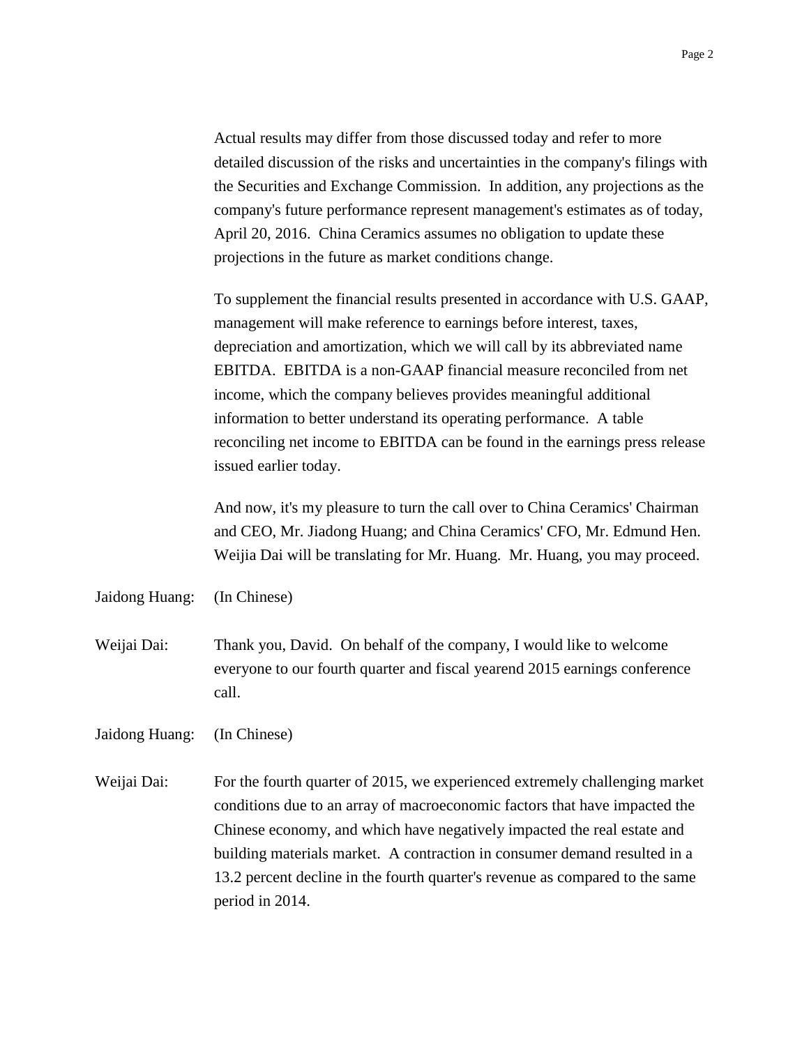Actual results may differ from those discussed today and refer to more detailed discussion of the risks and uncertainties in the company's filings with the Securities and Exchange Commission. In addition, any projections as the company's future performance represent management's estimates as of today, April 20, 2016. China Ceramics assumes no obligation to update these projections in the future as market conditions change.

To supplement the financial results presented in accordance with U.S. GAAP, management will make reference to earnings before interest, taxes, depreciation and amortization, which we will call by its abbreviated name EBITDA. EBITDA is a non-GAAP financial measure reconciled from net income, which the company believes provides meaningful additional information to better understand its operating performance. A table reconciling net income to EBITDA can be found in the earnings press release issued earlier today.

And now, it's my pleasure to turn the call over to China Ceramics' Chairman and CEO, Mr. Jiadong Huang; and China Ceramics' CFO, Mr. Edmund Hen. Weijia Dai will be translating for Mr. Huang. Mr. Huang, you may proceed.

Jaidong Huang: (In Chinese)

Weijai Dai: Thank you, David. On behalf of the company, I would like to welcome everyone to our fourth quarter and fiscal yearend 2015 earnings conference call.

Jaidong Huang: (In Chinese)

Weijai Dai: For the fourth quarter of 2015, we experienced extremely challenging market conditions due to an array of macroeconomic factors that have impacted the Chinese economy, and which have negatively impacted the real estate and building materials market. A contraction in consumer demand resulted in a 13.2 percent decline in the fourth quarter's revenue as compared to the same period in 2014.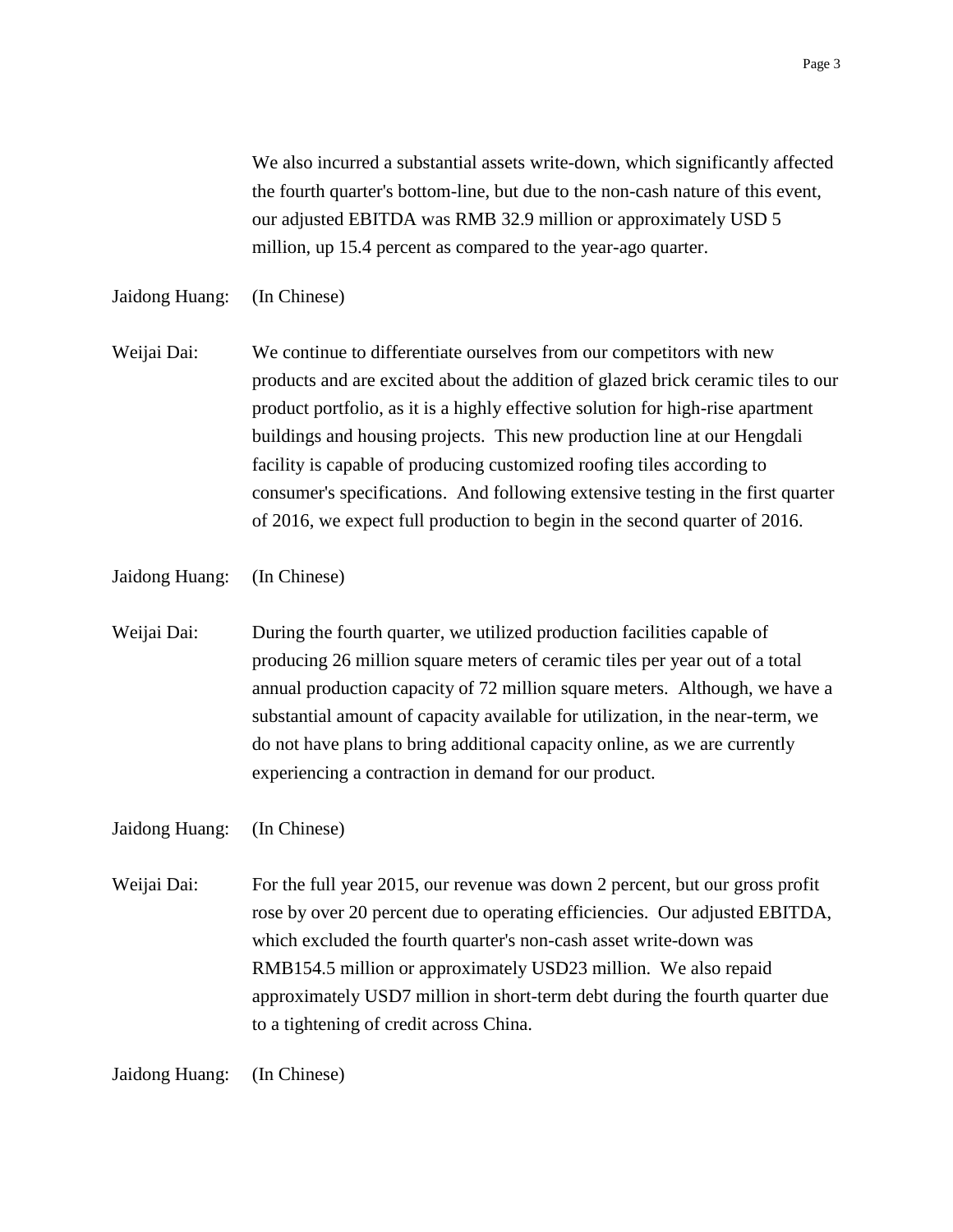We also incurred a substantial assets write-down, which significantly affected the fourth quarter's bottom-line, but due to the non-cash nature of this event, our adjusted EBITDA was RMB 32.9 million or approximately USD 5 million, up 15.4 percent as compared to the year-ago quarter.

Jaidong Huang: (In Chinese)

Weijai Dai: We continue to differentiate ourselves from our competitors with new products and are excited about the addition of glazed brick ceramic tiles to our product portfolio, as it is a highly effective solution for high-rise apartment buildings and housing projects. This new production line at our Hengdali facility is capable of producing customized roofing tiles according to consumer's specifications. And following extensive testing in the first quarter of 2016, we expect full production to begin in the second quarter of 2016.

Jaidong Huang: (In Chinese)

Weijai Dai: During the fourth quarter, we utilized production facilities capable of producing 26 million square meters of ceramic tiles per year out of a total annual production capacity of 72 million square meters. Although, we have a substantial amount of capacity available for utilization, in the near-term, we do not have plans to bring additional capacity online, as we are currently experiencing a contraction in demand for our product.

Jaidong Huang: (In Chinese)

Weijai Dai: For the full year 2015, our revenue was down 2 percent, but our gross profit rose by over 20 percent due to operating efficiencies. Our adjusted EBITDA, which excluded the fourth quarter's non-cash asset write-down was RMB154.5 million or approximately USD23 million. We also repaid approximately USD7 million in short-term debt during the fourth quarter due to a tightening of credit across China.

Jaidong Huang: (In Chinese)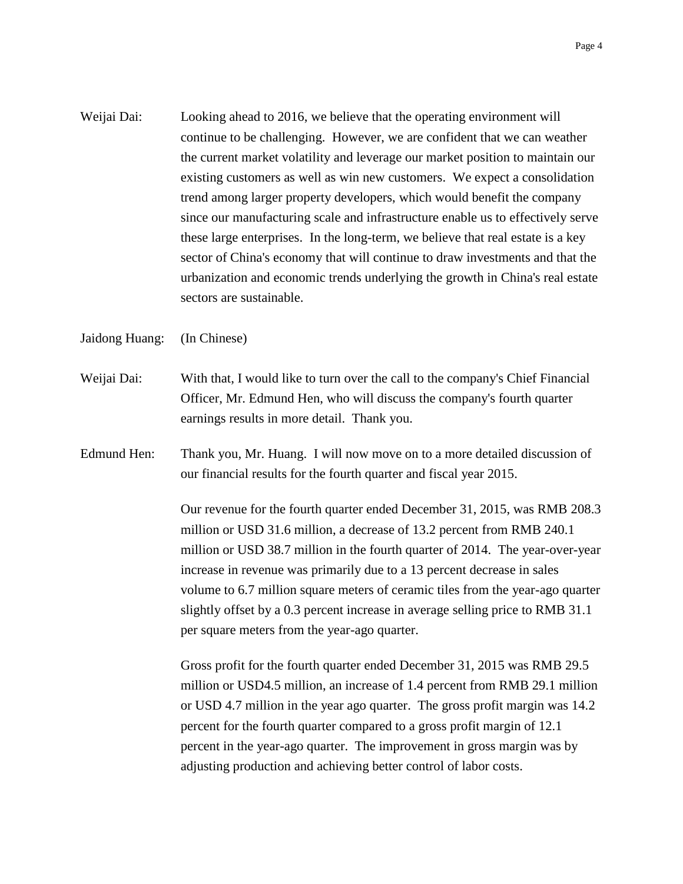Weijai Dai: Looking ahead to 2016, we believe that the operating environment will continue to be challenging. However, we are confident that we can weather the current market volatility and leverage our market position to maintain our existing customers as well as win new customers. We expect a consolidation trend among larger property developers, which would benefit the company since our manufacturing scale and infrastructure enable us to effectively serve these large enterprises. In the long-term, we believe that real estate is a key sector of China's economy that will continue to draw investments and that the urbanization and economic trends underlying the growth in China's real estate sectors are sustainable.

Jaidong Huang: (In Chinese)

Weijai Dai: With that, I would like to turn over the call to the company's Chief Financial Officer, Mr. Edmund Hen, who will discuss the company's fourth quarter earnings results in more detail. Thank you.

Edmund Hen: Thank you, Mr. Huang. I will now move on to a more detailed discussion of our financial results for the fourth quarter and fiscal year 2015.

Our revenue for the fourth quarter ended December 31, 2015, was RMB 208.3 million or USD 31.6 million, a decrease of 13.2 percent from RMB 240.1 million or USD 38.7 million in the fourth quarter of 2014. The year-over-year increase in revenue was primarily due to a 13 percent decrease in sales volume to 6.7 million square meters of ceramic tiles from the year-ago quarter slightly offset by a 0.3 percent increase in average selling price to RMB 31.1 per square meters from the year-ago quarter.

Gross profit for the fourth quarter ended December 31, 2015 was RMB 29.5 million or USD4.5 million, an increase of 1.4 percent from RMB 29.1 million or USD 4.7 million in the year ago quarter. The gross profit margin was 14.2 percent for the fourth quarter compared to a gross profit margin of 12.1 percent in the year-ago quarter. The improvement in gross margin was by adjusting production and achieving better control of labor costs.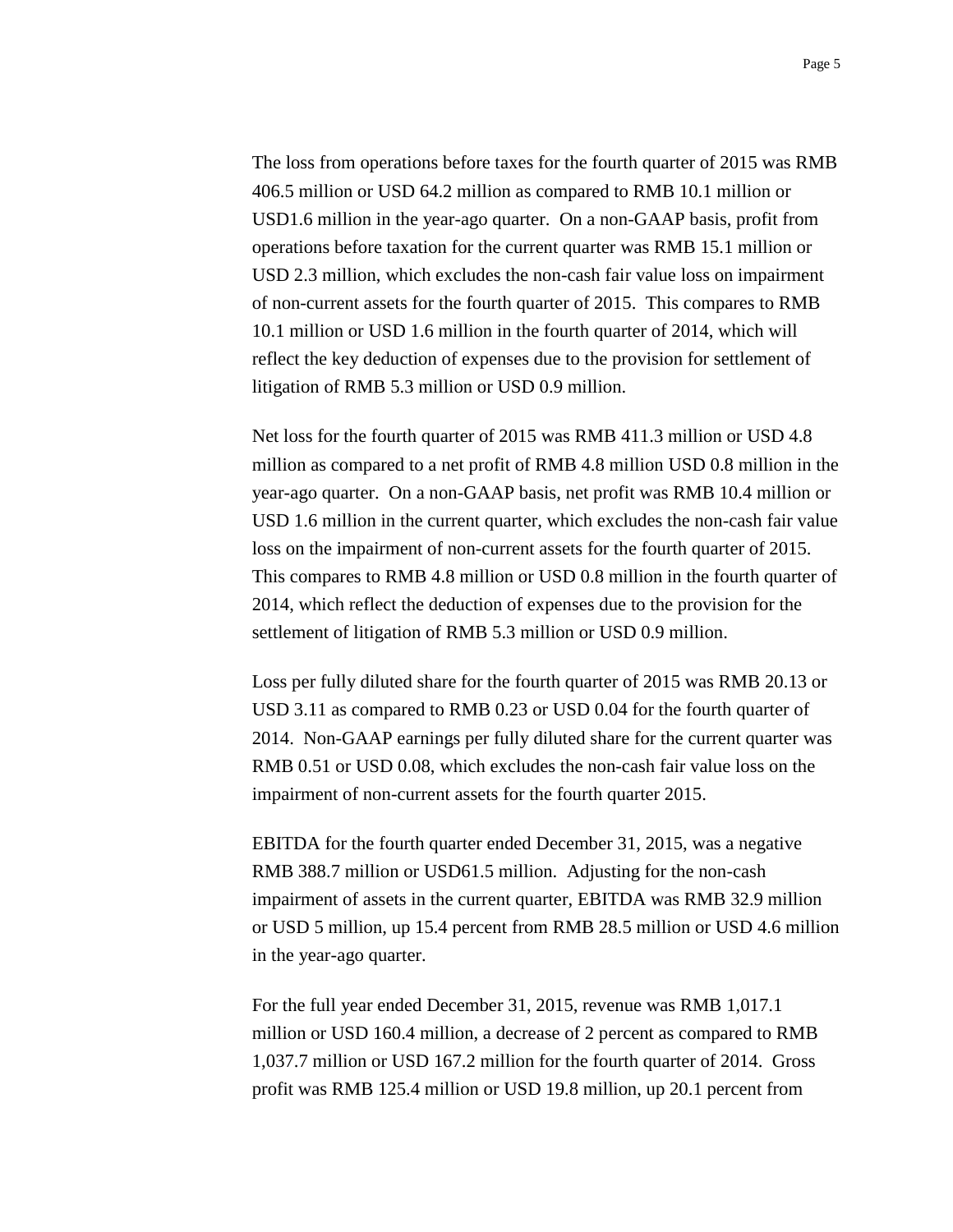The loss from operations before taxes for the fourth quarter of 2015 was RMB 406.5 million or USD 64.2 million as compared to RMB 10.1 million or USD1.6 million in the year-ago quarter. On a non-GAAP basis, profit from operations before taxation for the current quarter was RMB 15.1 million or USD 2.3 million, which excludes the non-cash fair value loss on impairment of non-current assets for the fourth quarter of 2015. This compares to RMB 10.1 million or USD 1.6 million in the fourth quarter of 2014, which will reflect the key deduction of expenses due to the provision for settlement of litigation of RMB 5.3 million or USD 0.9 million.

Net loss for the fourth quarter of 2015 was RMB 411.3 million or USD 4.8 million as compared to a net profit of RMB 4.8 million USD 0.8 million in the year-ago quarter. On a non-GAAP basis, net profit was RMB 10.4 million or USD 1.6 million in the current quarter, which excludes the non-cash fair value loss on the impairment of non-current assets for the fourth quarter of 2015. This compares to RMB 4.8 million or USD 0.8 million in the fourth quarter of 2014, which reflect the deduction of expenses due to the provision for the settlement of litigation of RMB 5.3 million or USD 0.9 million.

Loss per fully diluted share for the fourth quarter of 2015 was RMB 20.13 or USD 3.11 as compared to RMB 0.23 or USD 0.04 for the fourth quarter of 2014. Non-GAAP earnings per fully diluted share for the current quarter was RMB 0.51 or USD 0.08, which excludes the non-cash fair value loss on the impairment of non-current assets for the fourth quarter 2015.

EBITDA for the fourth quarter ended December 31, 2015, was a negative RMB 388.7 million or USD61.5 million. Adjusting for the non-cash impairment of assets in the current quarter, EBITDA was RMB 32.9 million or USD 5 million, up 15.4 percent from RMB 28.5 million or USD 4.6 million in the year-ago quarter.

For the full year ended December 31, 2015, revenue was RMB 1,017.1 million or USD 160.4 million, a decrease of 2 percent as compared to RMB 1,037.7 million or USD 167.2 million for the fourth quarter of 2014. Gross profit was RMB 125.4 million or USD 19.8 million, up 20.1 percent from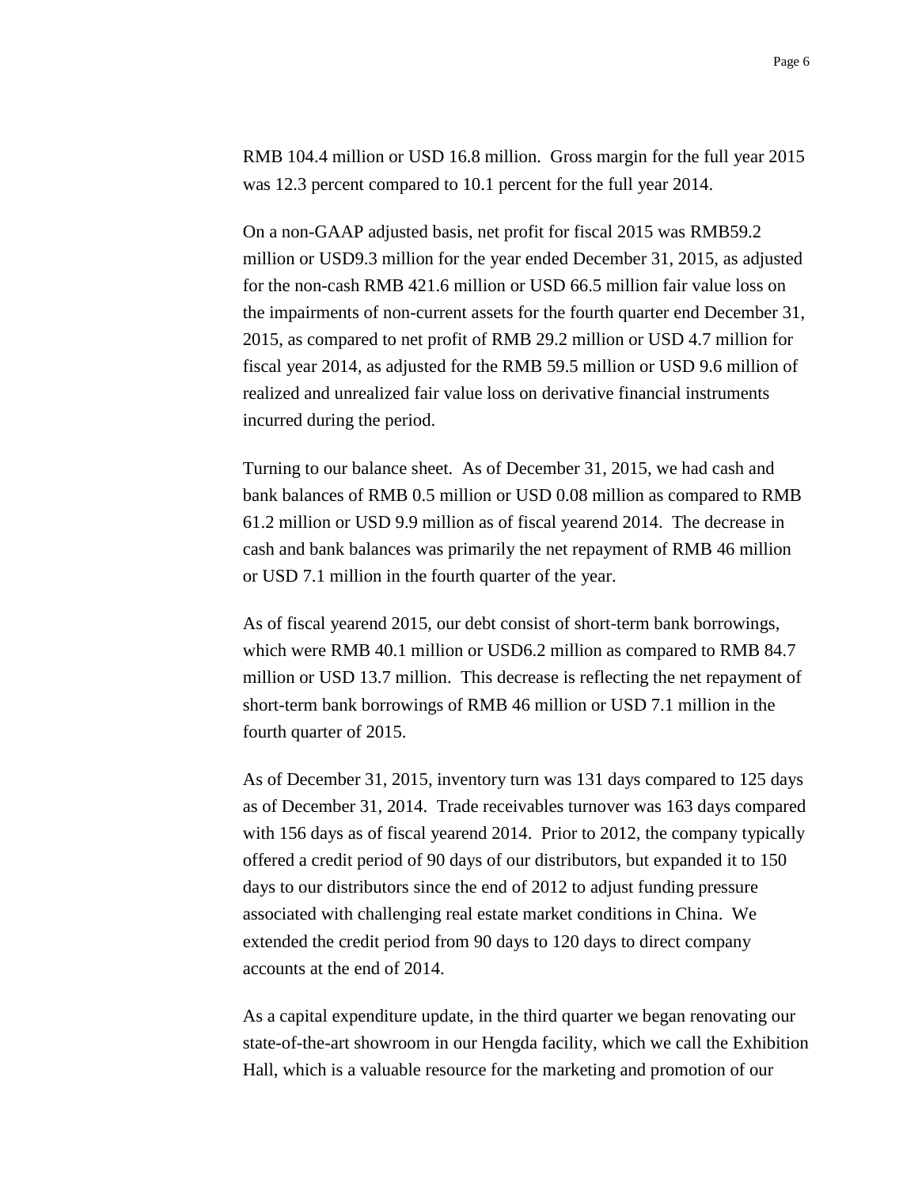RMB 104.4 million or USD 16.8 million. Gross margin for the full year 2015 was 12.3 percent compared to 10.1 percent for the full year 2014.

On a non-GAAP adjusted basis, net profit for fiscal 2015 was RMB59.2 million or USD9.3 million for the year ended December 31, 2015, as adjusted for the non-cash RMB 421.6 million or USD 66.5 million fair value loss on the impairments of non-current assets for the fourth quarter end December 31, 2015, as compared to net profit of RMB 29.2 million or USD 4.7 million for fiscal year 2014, as adjusted for the RMB 59.5 million or USD 9.6 million of realized and unrealized fair value loss on derivative financial instruments incurred during the period.

Turning to our balance sheet. As of December 31, 2015, we had cash and bank balances of RMB 0.5 million or USD 0.08 million as compared to RMB 61.2 million or USD 9.9 million as of fiscal yearend 2014. The decrease in cash and bank balances was primarily the net repayment of RMB 46 million or USD 7.1 million in the fourth quarter of the year.

As of fiscal yearend 2015, our debt consist of short-term bank borrowings, which were RMB 40.1 million or USD6.2 million as compared to RMB 84.7 million or USD 13.7 million. This decrease is reflecting the net repayment of short-term bank borrowings of RMB 46 million or USD 7.1 million in the fourth quarter of 2015.

As of December 31, 2015, inventory turn was 131 days compared to 125 days as of December 31, 2014. Trade receivables turnover was 163 days compared with 156 days as of fiscal yearend 2014. Prior to 2012, the company typically offered a credit period of 90 days of our distributors, but expanded it to 150 days to our distributors since the end of 2012 to adjust funding pressure associated with challenging real estate market conditions in China. We extended the credit period from 90 days to 120 days to direct company accounts at the end of 2014.

As a capital expenditure update, in the third quarter we began renovating our state-of-the-art showroom in our Hengda facility, which we call the Exhibition Hall, which is a valuable resource for the marketing and promotion of our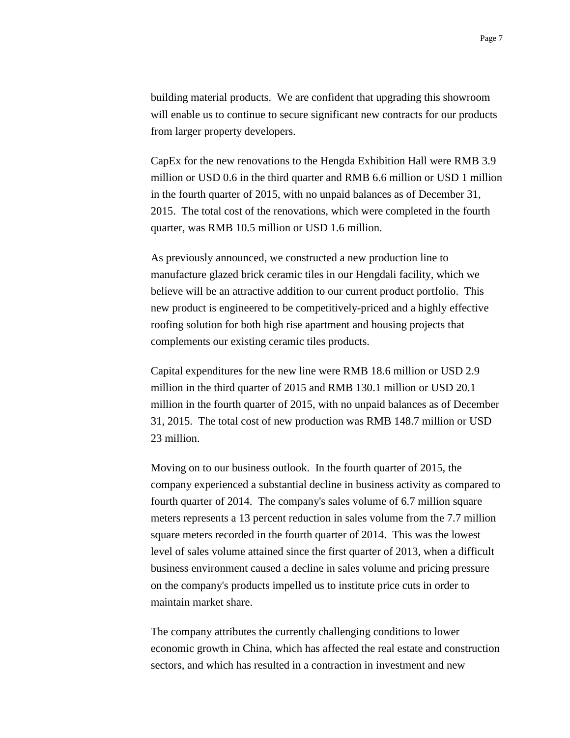building material products.  We are confident that upgrading this showroom will enable us to continue to secure significant new contracts for our products from larger property developers.

CapEx for the new renovations to the Hengda Exhibition Hall were RMB 3.9 million or USD 0.6 in the third quarter and RMB 6.6 million or USD 1 million in the fourth quarter of 2015, with no unpaid balances as of December 31, 2015.  The total cost of the renovations, which were completed in the fourth quarter, was RMB 10.5 million or USD 1.6 million.

As previously announced, we constructed a new production line to manufacture glazed brick ceramic tiles in our Hengdali facility, which we believe will be an attractive addition to our current product portfolio.  This new product is engineered to be competitively-priced and a highly effective roofing solution for both high rise apartment and housing projects that complements our existing ceramic tiles products.

Capital expenditures for the new line were RMB 18.6 million or USD 2.9 million in the third quarter of 2015 and RMB 130.1 million or USD 20.1 million in the fourth quarter of 2015, with no unpaid balances as of December 31, 2015.  The total cost of new production was RMB 148.7 million or USD 23 million.

Moving on to our business outlook.  In the fourth quarter of 2015, the company experienced a substantial decline in business activity as compared to fourth quarter of 2014.  The company's sales volume of 6.7 million square meters represents a 13 percent reduction in sales volume from the 7.7 million square meters recorded in the fourth quarter of 2014.  This was the lowest level of sales volume attained since the first quarter of 2013, when a difficult business environment caused a decline in sales volume and pricing pressure on the company's products impelled us to institute price cuts in order to maintain market share.

The company attributes the currently challenging conditions to lower economic growth in China, which has affected the real estate and construction sectors, and which has resulted in a contraction in investment and new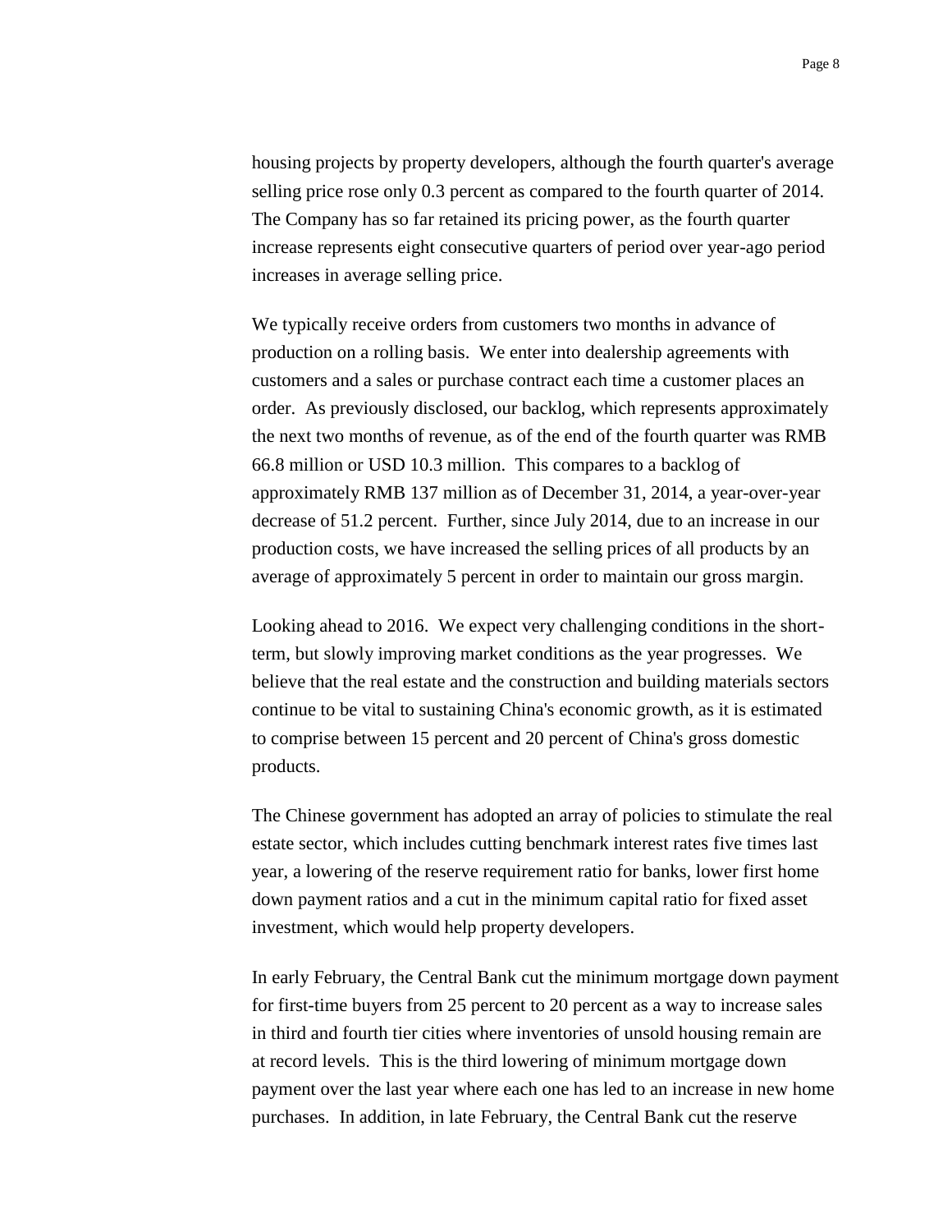housing projects by property developers, although the fourth quarter's average selling price rose only 0.3 percent as compared to the fourth quarter of 2014. The Company has so far retained its pricing power, as the fourth quarter increase represents eight consecutive quarters of period over year-ago period increases in average selling price.

We typically receive orders from customers two months in advance of production on a rolling basis. We enter into dealership agreements with customers and a sales or purchase contract each time a customer places an order. As previously disclosed, our backlog, which represents approximately the next two months of revenue, as of the end of the fourth quarter was RMB 66.8 million or USD 10.3 million. This compares to a backlog of approximately RMB 137 million as of December 31, 2014, a year-over-year decrease of 51.2 percent. Further, since July 2014, due to an increase in our production costs, we have increased the selling prices of all products by an average of approximately 5 percent in order to maintain our gross margin.

Looking ahead to 2016. We expect very challenging conditions in the short-term, but slowly improving market conditions as the year progresses. We believe that the real estate and the construction and building materials sectors continue to be vital to sustaining China's economic growth, as it is estimated to comprise between 15 percent and 20 percent of China's gross domestic products.

The Chinese government has adopted an array of policies to stimulate the real estate sector, which includes cutting benchmark interest rates five times last year, a lowering of the reserve requirement ratio for banks, lower first home down payment ratios and a cut in the minimum capital ratio for fixed asset investment, which would help property developers.

In early February, the Central Bank cut the minimum mortgage down payment for first-time buyers from 25 percent to 20 percent as a way to increase sales in third and fourth tier cities where inventories of unsold housing remain are at record levels. This is the third lowering of minimum mortgage down payment over the last year where each one has led to an increase in new home purchases. In addition, in late February, the Central Bank cut the reserve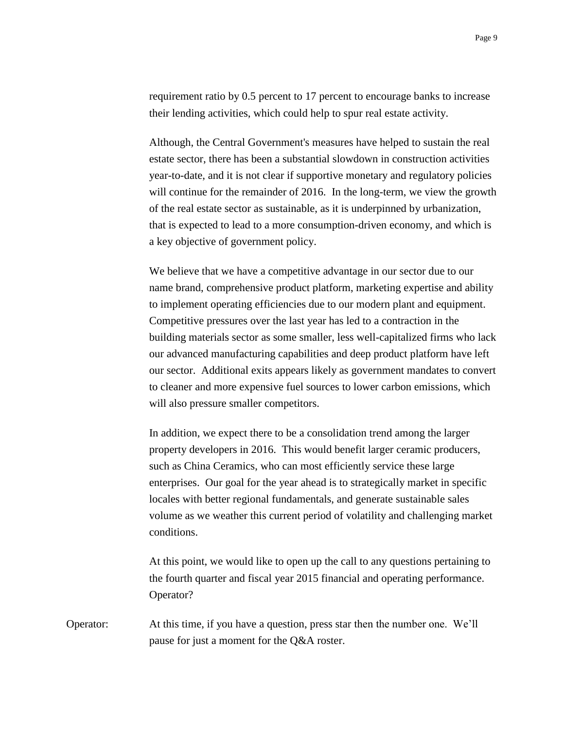requirement ratio by 0.5 percent to 17 percent to encourage banks to increase their lending activities, which could help to spur real estate activity.

Although, the Central Government's measures have helped to sustain the real estate sector, there has been a substantial slowdown in construction activities year-to-date, and it is not clear if supportive monetary and regulatory policies will continue for the remainder of 2016. In the long-term, we view the growth of the real estate sector as sustainable, as it is underpinned by urbanization, that is expected to lead to a more consumption-driven economy, and which is a key objective of government policy.

We believe that we have a competitive advantage in our sector due to our name brand, comprehensive product platform, marketing expertise and ability to implement operating efficiencies due to our modern plant and equipment. Competitive pressures over the last year has led to a contraction in the building materials sector as some smaller, less well-capitalized firms who lack our advanced manufacturing capabilities and deep product platform have left our sector. Additional exits appears likely as government mandates to convert to cleaner and more expensive fuel sources to lower carbon emissions, which will also pressure smaller competitors.

In addition, we expect there to be a consolidation trend among the larger property developers in 2016. This would benefit larger ceramic producers, such as China Ceramics, who can most efficiently service these large enterprises. Our goal for the year ahead is to strategically market in specific locales with better regional fundamentals, and generate sustainable sales volume as we weather this current period of volatility and challenging market conditions.

At this point, we would like to open up the call to any questions pertaining to the fourth quarter and fiscal year 2015 financial and operating performance. Operator?

Operator: At this time, if you have a question, press star then the number one. We'll pause for just a moment for the Q&A roster.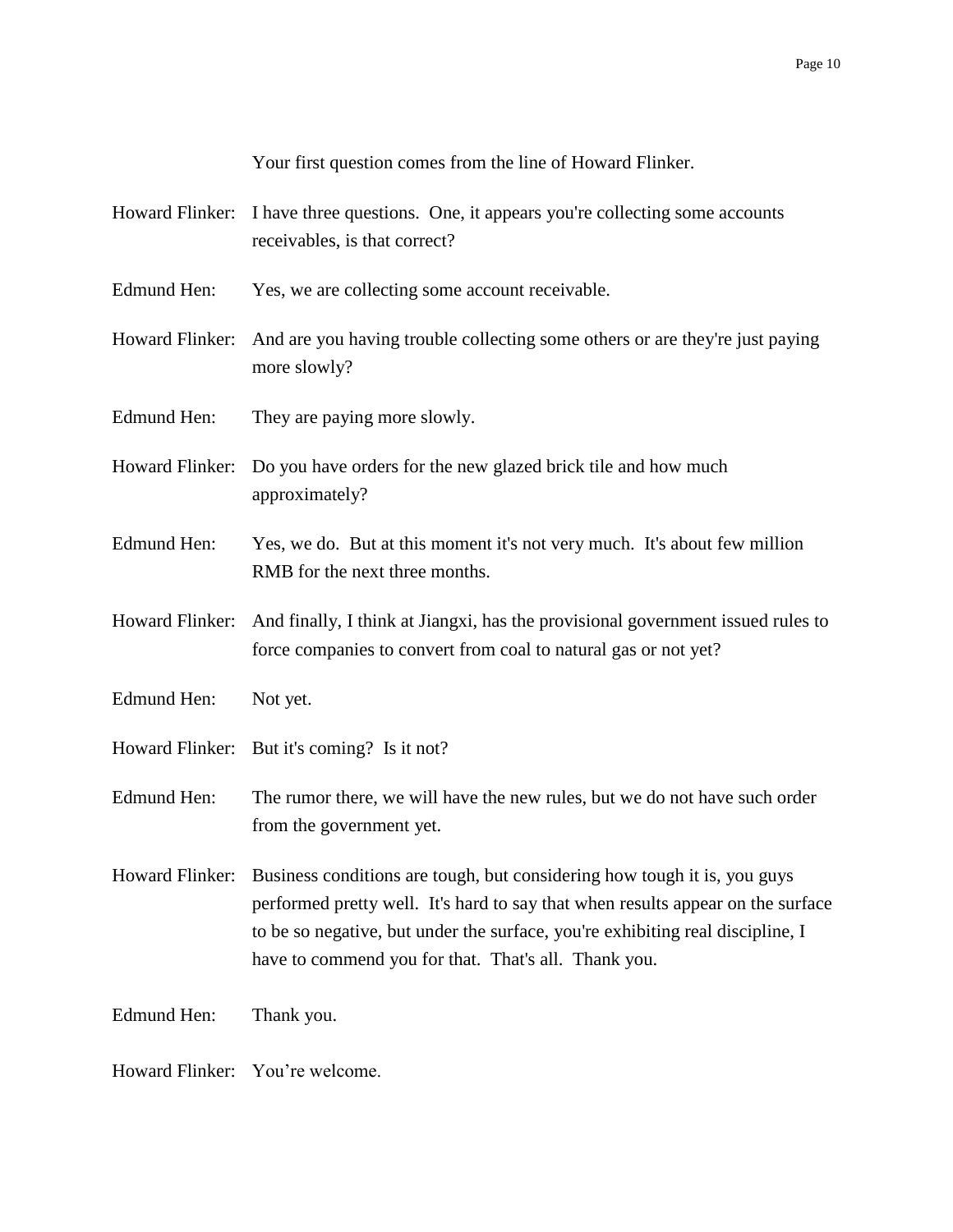Your first question comes from the line of Howard Flinker.

Howard Flinker: I have three questions. One, it appears you're collecting some accounts receivables, is that correct?

Edmund Hen: Yes, we are collecting some account receivable.

Howard Flinker: And are you having trouble collecting some others or are they're just paying more slowly?

Edmund Hen: They are paying more slowly.

Howard Flinker: Do you have orders for the new glazed brick tile and how much approximately?

Edmund Hen: Yes, we do. But at this moment it's not very much. It's about few million RMB for the next three months.

Howard Flinker: And finally, I think at Jiangxi, has the provisional government issued rules to force companies to convert from coal to natural gas or not yet?

Edmund Hen: Not yet.

Howard Flinker: But it's coming? Is it not?

Edmund Hen: The rumor there, we will have the new rules, but we do not have such order from the government yet.

Howard Flinker: Business conditions are tough, but considering how tough it is, you guys performed pretty well. It's hard to say that when results appear on the surface to be so negative, but under the surface, you're exhibiting real discipline, I have to commend you for that. That's all. Thank you.

Edmund Hen: Thank you.

Howard Flinker: You're welcome.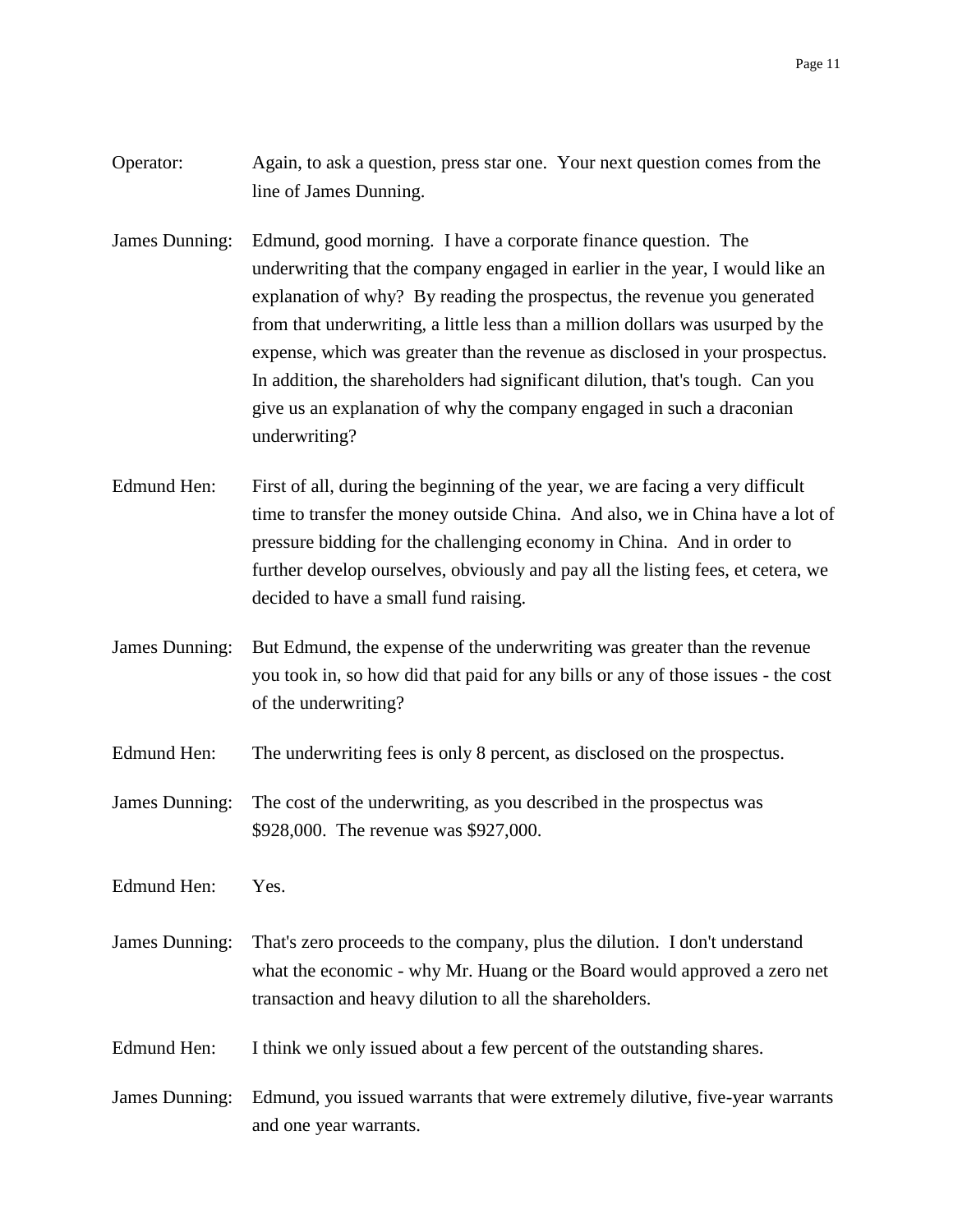Operator: Again, to ask a question, press star one. Your next question comes from the line of James Dunning.

James Dunning: Edmund, good morning. I have a corporate finance question. The underwriting that the company engaged in earlier in the year, I would like an explanation of why? By reading the prospectus, the revenue you generated from that underwriting, a little less than a million dollars was usurped by the expense, which was greater than the revenue as disclosed in your prospectus. In addition, the shareholders had significant dilution, that's tough. Can you give us an explanation of why the company engaged in such a draconian underwriting?

Edmund Hen: First of all, during the beginning of the year, we are facing a very difficult time to transfer the money outside China. And also, we in China have a lot of pressure bidding for the challenging economy in China. And in order to further develop ourselves, obviously and pay all the listing fees, et cetera, we decided to have a small fund raising.

James Dunning: But Edmund, the expense of the underwriting was greater than the revenue you took in, so how did that paid for any bills or any of those issues - the cost of the underwriting?

Edmund Hen: The underwriting fees is only 8 percent, as disclosed on the prospectus.

James Dunning: The cost of the underwriting, as you described in the prospectus was $928,000. The revenue was $927,000.

Edmund Hen: Yes.

James Dunning: That's zero proceeds to the company, plus the dilution. I don't understand what the economic - why Mr. Huang or the Board would approved a zero net transaction and heavy dilution to all the shareholders.

Edmund Hen: I think we only issued about a few percent of the outstanding shares.

James Dunning: Edmund, you issued warrants that were extremely dilutive, five-year warrants and one year warrants.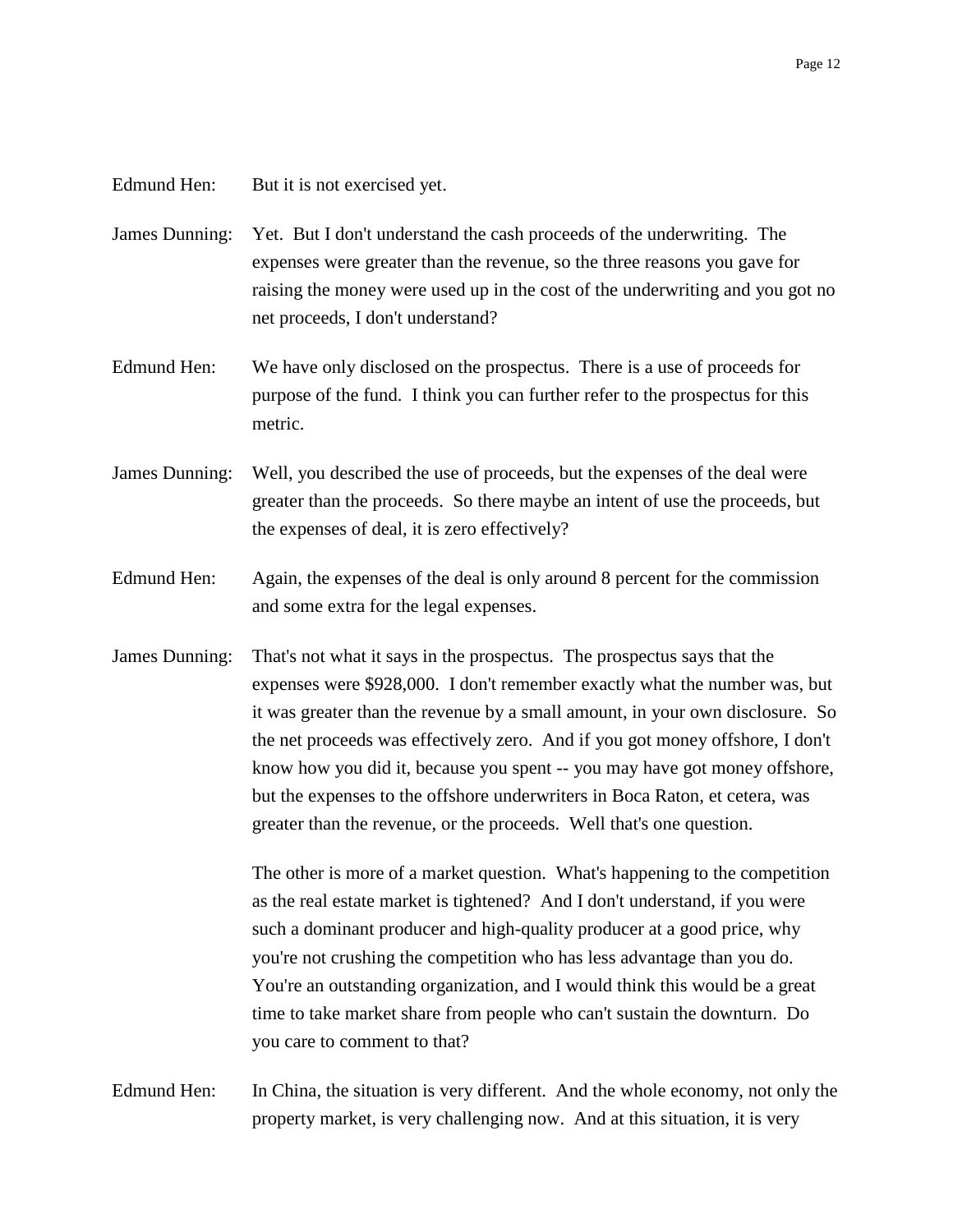Edmund Hen: But it is not exercised yet.

James Dunning: Yet. But I don't understand the cash proceeds of the underwriting. The expenses were greater than the revenue, so the three reasons you gave for raising the money were used up in the cost of the underwriting and you got no net proceeds, I don't understand?

Edmund Hen: We have only disclosed on the prospectus. There is a use of proceeds for purpose of the fund. I think you can further refer to the prospectus for this metric.

James Dunning: Well, you described the use of proceeds, but the expenses of the deal were greater than the proceeds. So there maybe an intent of use the proceeds, but the expenses of deal, it is zero effectively?

Edmund Hen: Again, the expenses of the deal is only around 8 percent for the commission and some extra for the legal expenses.

James Dunning: That's not what it says in the prospectus. The prospectus says that the expenses were $928,000. I don't remember exactly what the number was, but it was greater than the revenue by a small amount, in your own disclosure. So the net proceeds was effectively zero. And if you got money offshore, I don't know how you did it, because you spent -- you may have got money offshore, but the expenses to the offshore underwriters in Boca Raton, et cetera, was greater than the revenue, or the proceeds. Well that's one question.

The other is more of a market question. What's happening to the competition as the real estate market is tightened? And I don't understand, if you were such a dominant producer and high-quality producer at a good price, why you're not crushing the competition who has less advantage than you do. You're an outstanding organization, and I would think this would be a great time to take market share from people who can't sustain the downturn. Do you care to comment to that?

Edmund Hen: In China, the situation is very different. And the whole economy, not only the property market, is very challenging now. And at this situation, it is very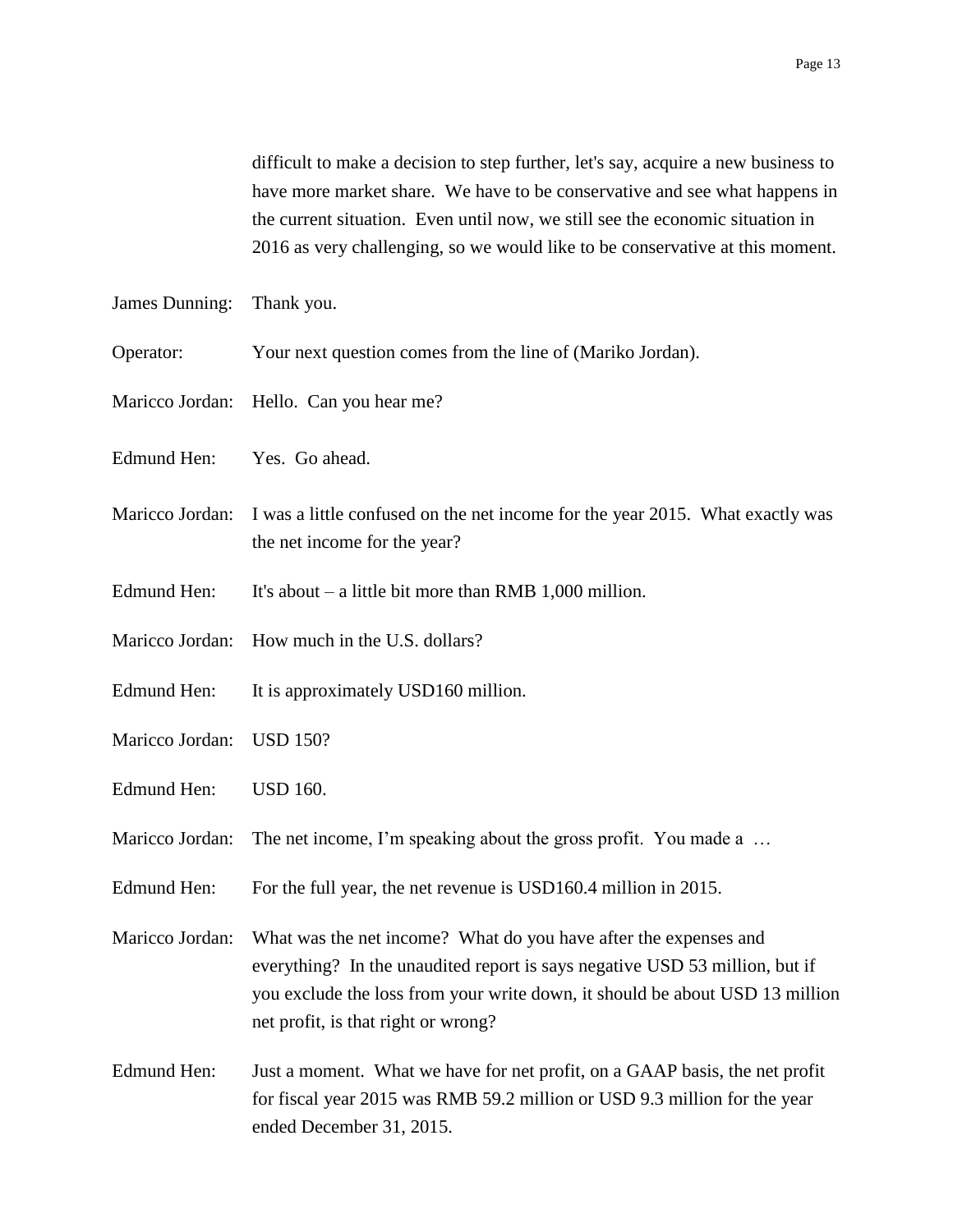difficult to make a decision to step further, let's say, acquire a new business to have more market share. We have to be conservative and see what happens in the current situation. Even until now, we still see the economic situation in 2016 as very challenging, so we would like to be conservative at this moment.

James Dunning: Thank you.

Operator: Your next question comes from the line of (Mariko Jordan).

Maricco Jordan: Hello. Can you hear me?

Edmund Hen: Yes. Go ahead.

Maricco Jordan: I was a little confused on the net income for the year 2015. What exactly was the net income for the year?

Edmund Hen: It's about – a little bit more than RMB 1,000 million.

Maricco Jordan: How much in the U.S. dollars?

Edmund Hen: It is approximately USD160 million.

Maricco Jordan: USD 150?

Edmund Hen: USD 160.

Maricco Jordan: The net income, I'm speaking about the gross profit. You made a …

Edmund Hen: For the full year, the net revenue is USD160.4 million in 2015.

Maricco Jordan: What was the net income? What do you have after the expenses and everything? In the unaudited report is says negative USD 53 million, but if you exclude the loss from your write down, it should be about USD 13 million net profit, is that right or wrong?

Edmund Hen: Just a moment. What we have for net profit, on a GAAP basis, the net profit for fiscal year 2015 was RMB 59.2 million or USD 9.3 million for the year ended December 31, 2015.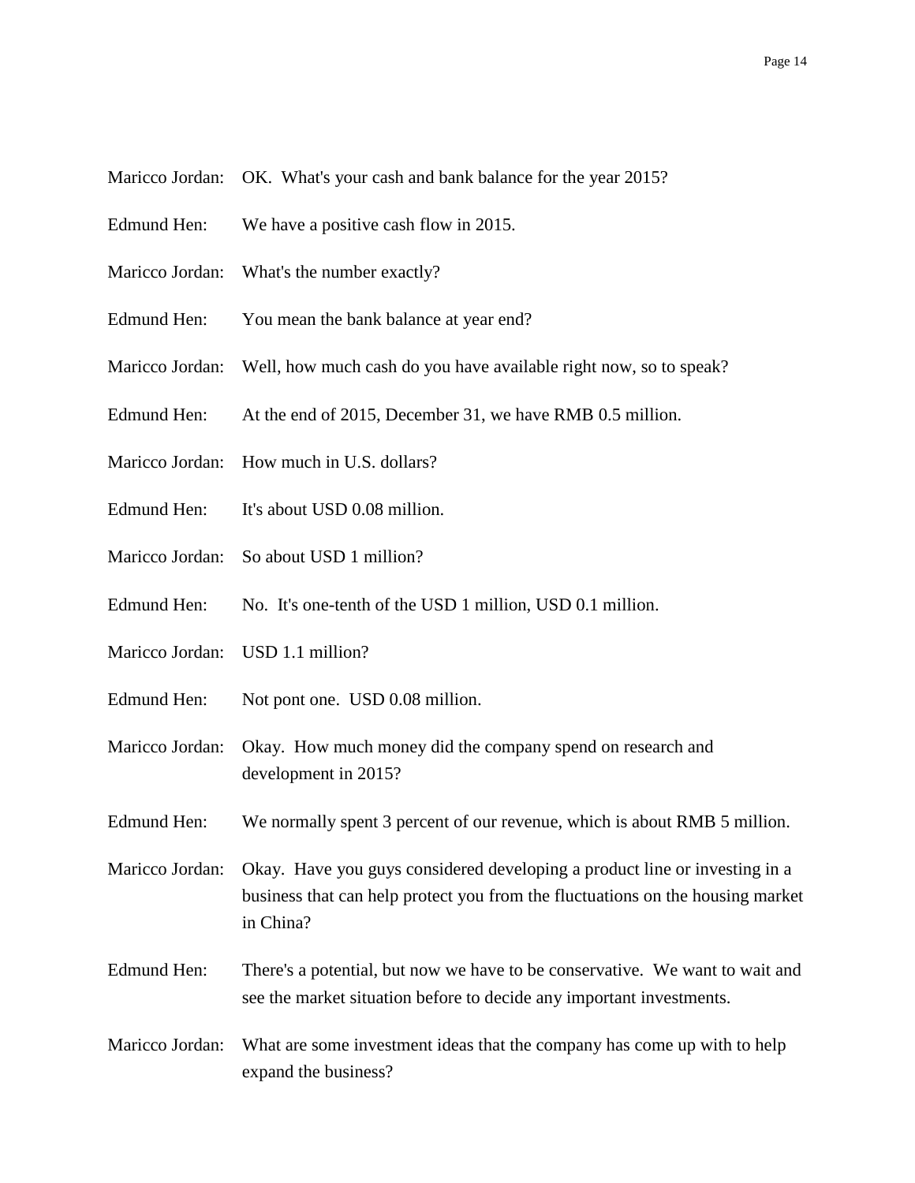Maricco Jordan: OK. What's your cash and bank balance for the year 2015?

Edmund Hen: We have a positive cash flow in 2015.

Maricco Jordan: What's the number exactly?

Edmund Hen: You mean the bank balance at year end?

Maricco Jordan: Well, how much cash do you have available right now, so to speak?

Edmund Hen: At the end of 2015, December 31, we have RMB 0.5 million.

Maricco Jordan: How much in U.S. dollars?

Edmund Hen: It's about USD 0.08 million.

Maricco Jordan: So about USD 1 million?

Edmund Hen: No. It's one-tenth of the USD 1 million, USD 0.1 million.

Maricco Jordan: USD 1.1 million?

Edmund Hen: Not pont one. USD 0.08 million.

Maricco Jordan: Okay. How much money did the company spend on research and development in 2015?

Edmund Hen: We normally spent 3 percent of our revenue, which is about RMB 5 million.

Maricco Jordan: Okay. Have you guys considered developing a product line or investing in a business that can help protect you from the fluctuations on the housing market in China?

Edmund Hen: There's a potential, but now we have to be conservative. We want to wait and see the market situation before to decide any important investments.

Maricco Jordan: What are some investment ideas that the company has come up with to help expand the business?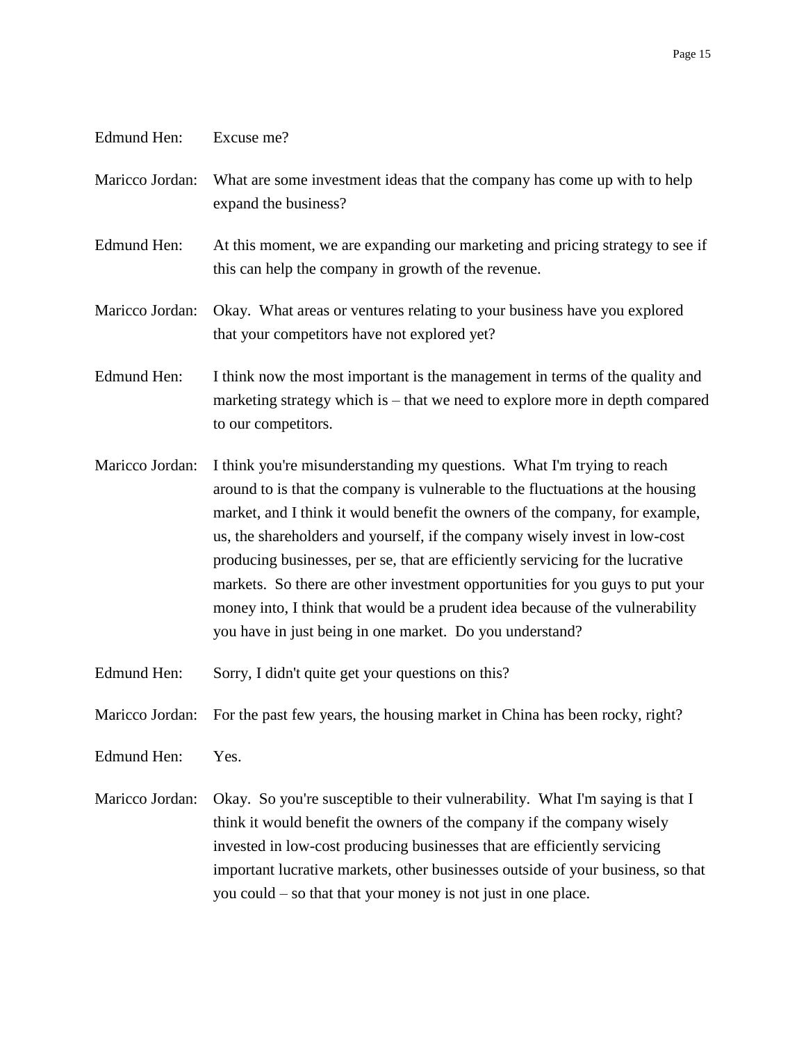Edmund Hen: Excuse me?

Maricco Jordan: What are some investment ideas that the company has come up with to help expand the business?

Edmund Hen: At this moment, we are expanding our marketing and pricing strategy to see if this can help the company in growth of the revenue.

Maricco Jordan: Okay. What areas or ventures relating to your business have you explored that your competitors have not explored yet?

Edmund Hen: I think now the most important is the management in terms of the quality and marketing strategy which is – that we need to explore more in depth compared to our competitors.

Maricco Jordan: I think you're misunderstanding my questions. What I'm trying to reach around to is that the company is vulnerable to the fluctuations at the housing market, and I think it would benefit the owners of the company, for example, us, the shareholders and yourself, if the company wisely invest in low-cost producing businesses, per se, that are efficiently servicing for the lucrative markets. So there are other investment opportunities for you guys to put your money into, I think that would be a prudent idea because of the vulnerability you have in just being in one market. Do you understand?

Edmund Hen: Sorry, I didn't quite get your questions on this?

Maricco Jordan: For the past few years, the housing market in China has been rocky, right?

Edmund Hen: Yes.

Maricco Jordan: Okay. So you're susceptible to their vulnerability. What I'm saying is that I think it would benefit the owners of the company if the company wisely invested in low-cost producing businesses that are efficiently servicing important lucrative markets, other businesses outside of your business, so that you could – so that that your money is not just in one place.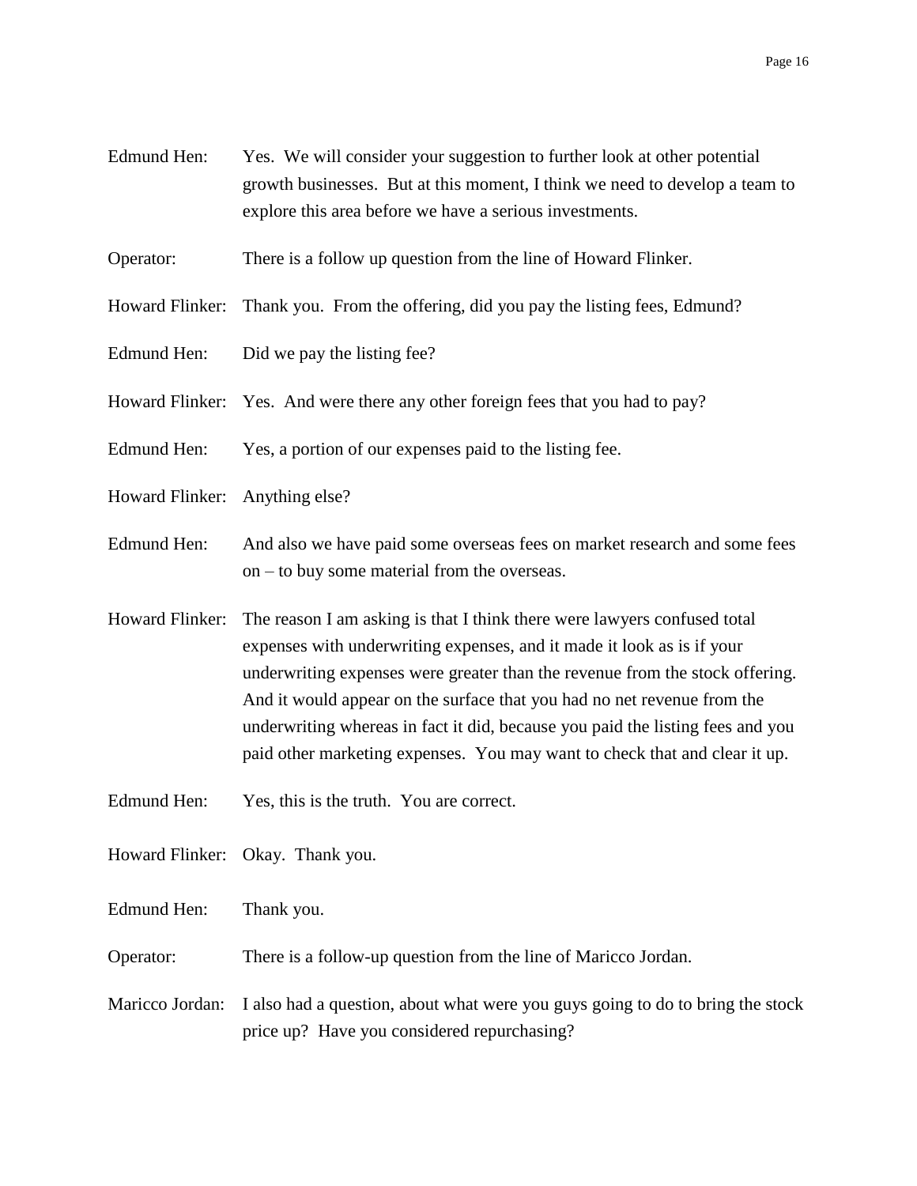Edmund Hen: Yes. We will consider your suggestion to further look at other potential growth businesses. But at this moment, I think we need to develop a team to explore this area before we have a serious investments.

Operator: There is a follow up question from the line of Howard Flinker.

Howard Flinker: Thank you. From the offering, did you pay the listing fees, Edmund?

Edmund Hen: Did we pay the listing fee?

Howard Flinker: Yes. And were there any other foreign fees that you had to pay?

Edmund Hen: Yes, a portion of our expenses paid to the listing fee.

Howard Flinker: Anything else?

Edmund Hen: And also we have paid some overseas fees on market research and some fees on – to buy some material from the overseas.

Howard Flinker: The reason I am asking is that I think there were lawyers confused total expenses with underwriting expenses, and it made it look as is if your underwriting expenses were greater than the revenue from the stock offering. And it would appear on the surface that you had no net revenue from the underwriting whereas in fact it did, because you paid the listing fees and you paid other marketing expenses. You may want to check that and clear it up.

Edmund Hen: Yes, this is the truth. You are correct.

Howard Flinker: Okay. Thank you.

Edmund Hen: Thank you.

Operator: There is a follow-up question from the line of Maricco Jordan.

Maricco Jordan: I also had a question, about what were you guys going to do to bring the stock price up? Have you considered repurchasing?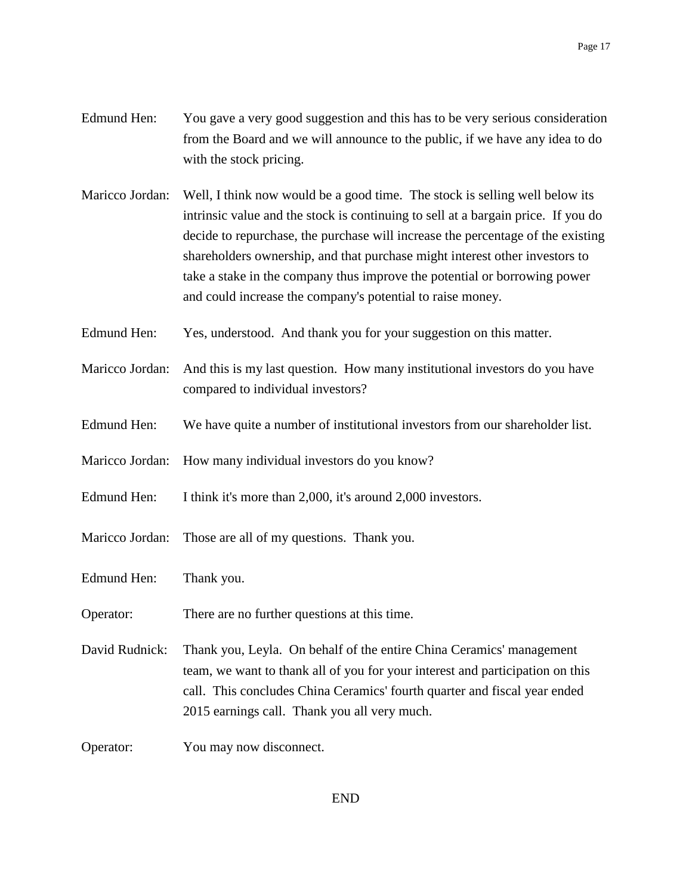Edmund Hen: You gave a very good suggestion and this has to be very serious consideration from the Board and we will announce to the public, if we have any idea to do with the stock pricing.

Maricco Jordan: Well, I think now would be a good time. The stock is selling well below its intrinsic value and the stock is continuing to sell at a bargain price. If you do decide to repurchase, the purchase will increase the percentage of the existing shareholders ownership, and that purchase might interest other investors to take a stake in the company thus improve the potential or borrowing power and could increase the company's potential to raise money.

Edmund Hen: Yes, understood. And thank you for your suggestion on this matter.

Maricco Jordan: And this is my last question. How many institutional investors do you have compared to individual investors?

Edmund Hen: We have quite a number of institutional investors from our shareholder list.

Maricco Jordan: How many individual investors do you know?

Edmund Hen: I think it's more than 2,000, it's around 2,000 investors.

Maricco Jordan: Those are all of my questions. Thank you.

Edmund Hen: Thank you.

Operator: There are no further questions at this time.

David Rudnick: Thank you, Leyla. On behalf of the entire China Ceramics' management team, we want to thank all of you for your interest and participation on this call. This concludes China Ceramics' fourth quarter and fiscal year ended 2015 earnings call. Thank you all very much.

Operator: You may now disconnect.

END